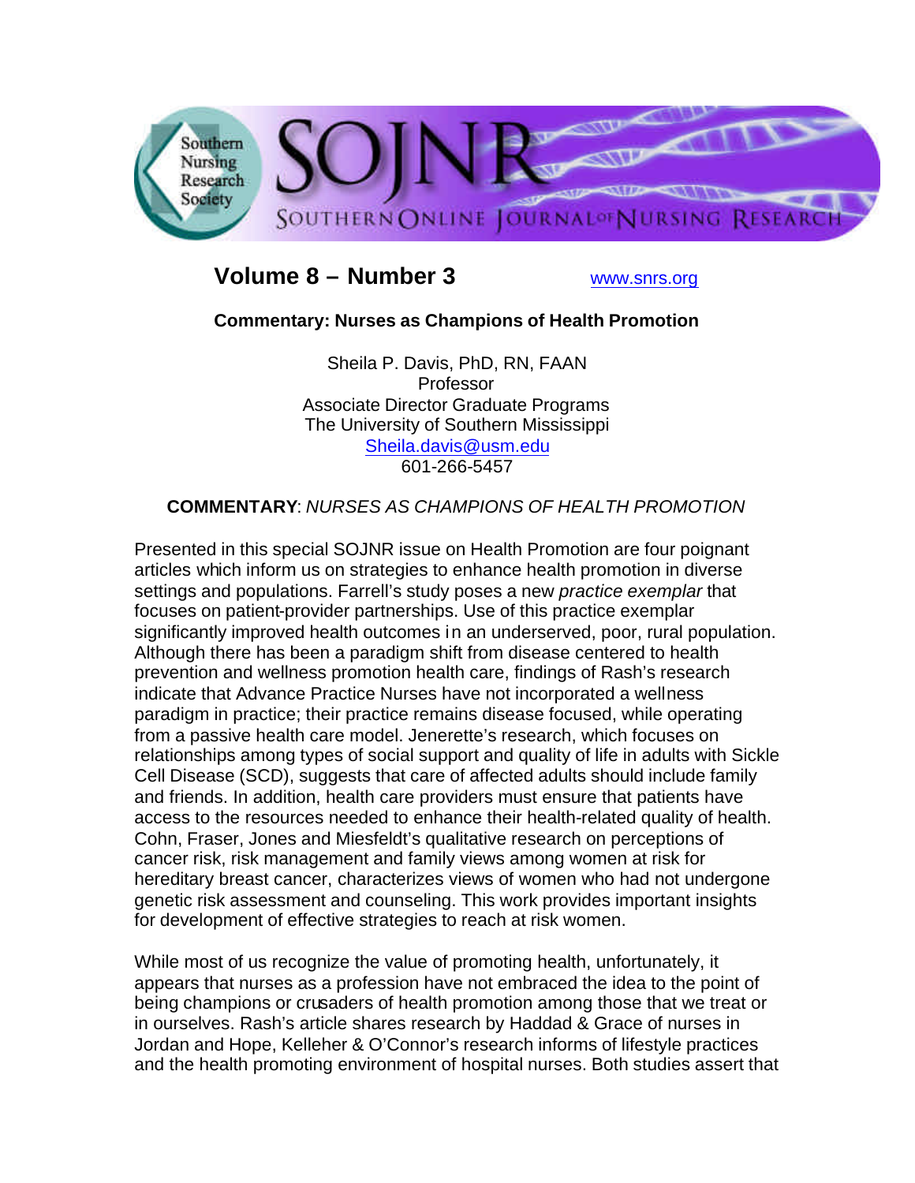# Volume 8 – Number 3

www.snrs.org

## Commentary: Nurses as Champions of Health Promotion

Sheila P. Davis, PhD, RN, FAAN
Professor
Associate Director Graduate Programs
The University of Southern Mississippi
Sheila.davis@usm.edu
601-266-5457

**COMMENTARY**: *NURSES AS CHAMPIONS OF HEALTH PROMOTION*

Presented in this special SOJNR issue on Health Promotion are four poignant articles which inform us on strategies to enhance health promotion in diverse settings and populations. Farrell's study poses a new *practice exemplar* that focuses on patient-provider partnerships. Use of this practice exemplar significantly improved health outcomes in an underserved, poor, rural population. Although there has been a paradigm shift from disease centered to health prevention and wellness promotion health care, findings of Rash's research indicate that Advance Practice Nurses have not incorporated a wellness paradigm in practice; their practice remains disease focused, while operating from a passive health care model. Jenerette's research, which focuses on relationships among types of social support and quality of life in adults with Sickle Cell Disease (SCD), suggests that care of affected adults should include family and friends. In addition, health care providers must ensure that patients have access to the resources needed to enhance their health-related quality of health. Cohn, Fraser, Jones and Miesfeldt's qualitative research on perceptions of cancer risk, risk management and family views among women at risk for hereditary breast cancer, characterizes views of women who had not undergone genetic risk assessment and counseling. This work provides important insights for development of effective strategies to reach at risk women.

While most of us recognize the value of promoting health, unfortunately, it appears that nurses as a profession have not embraced the idea to the point of being champions or crusaders of health promotion among those that we treat or in ourselves. Rash's article shares research by Haddad & Grace of nurses in Jordan and Hope, Kelleher & O'Connor's research informs of lifestyle practices and the health promoting environment of hospital nurses. Both studies assert that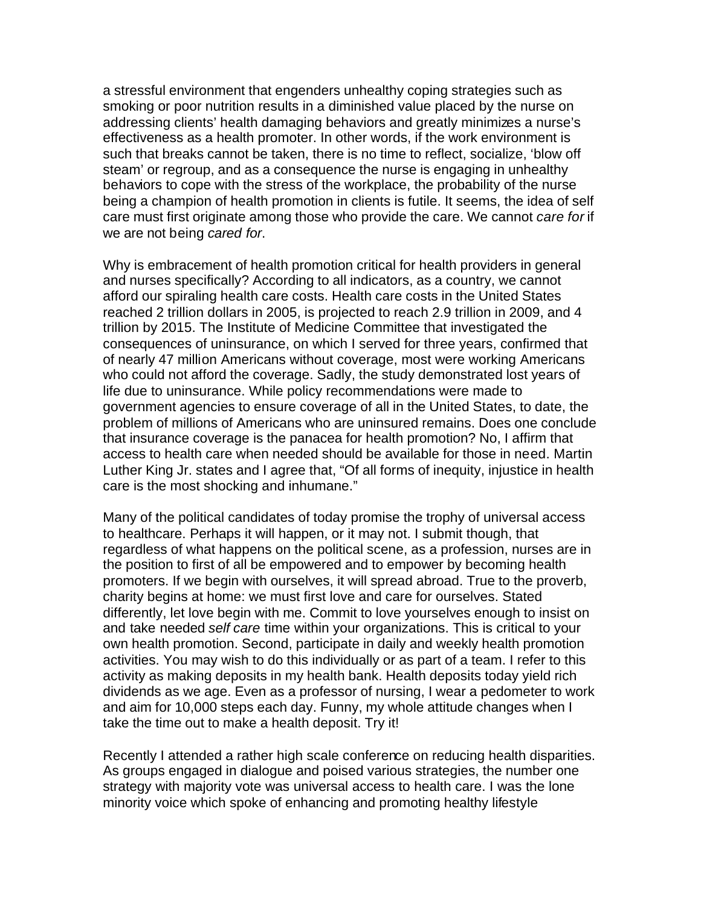a stressful environment that engenders unhealthy coping strategies such as smoking or poor nutrition results in a diminished value placed by the nurse on addressing clients' health damaging behaviors and greatly minimizes a nurse's effectiveness as a health promoter. In other words, if the work environment is such that breaks cannot be taken, there is no time to reflect, socialize, 'blow off steam' or regroup, and as a consequence the nurse is engaging in unhealthy behaviors to cope with the stress of the workplace, the probability of the nurse being a champion of health promotion in clients is futile. It seems, the idea of self care must first originate among those who provide the care. We cannot *care for* if we are not being *cared for*.

Why is embracement of health promotion critical for health providers in general and nurses specifically? According to all indicators, as a country, we cannot afford our spiraling health care costs. Health care costs in the United States reached 2 trillion dollars in 2005, is projected to reach 2.9 trillion in 2009, and 4 trillion by 2015. The Institute of Medicine Committee that investigated the consequences of uninsurance, on which I served for three years, confirmed that of nearly 47 million Americans without coverage, most were working Americans who could not afford the coverage. Sadly, the study demonstrated lost years of life due to uninsurance. While policy recommendations were made to government agencies to ensure coverage of all in the United States, to date, the problem of millions of Americans who are uninsured remains. Does one conclude that insurance coverage is the panacea for health promotion? No, I affirm that access to health care when needed should be available for those in need. Martin Luther King Jr. states and I agree that, "Of all forms of inequity, injustice in health care is the most shocking and inhumane."

Many of the political candidates of today promise the trophy of universal access to healthcare. Perhaps it will happen, or it may not. I submit though, that regardless of what happens on the political scene, as a profession, nurses are in the position to first of all be empowered and to empower by becoming health promoters. If we begin with ourselves, it will spread abroad. True to the proverb, charity begins at home: we must first love and care for ourselves. Stated differently, let love begin with me. Commit to love yourselves enough to insist on and take needed *self care* time within your organizations. This is critical to your own health promotion. Second, participate in daily and weekly health promotion activities. You may wish to do this individually or as part of a team. I refer to this activity as making deposits in my health bank. Health deposits today yield rich dividends as we age. Even as a professor of nursing, I wear a pedometer to work and aim for 10,000 steps each day. Funny, my whole attitude changes when I take the time out to make a health deposit. Try it!

Recently I attended a rather high scale conference on reducing health disparities. As groups engaged in dialogue and poised various strategies, the number one strategy with majority vote was universal access to health care. I was the lone minority voice which spoke of enhancing and promoting healthy lifestyle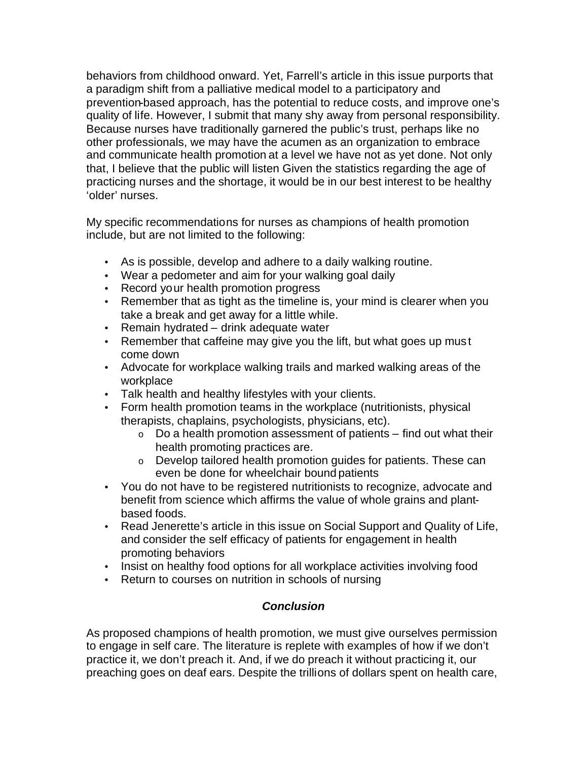behaviors from childhood onward. Yet, Farrell's article in this issue purports that a paradigm shift from a palliative medical model to a participatory and prevention-based approach, has the potential to reduce costs, and improve one's quality of life. However, I submit that many shy away from personal responsibility. Because nurses have traditionally garnered the public's trust, perhaps like no other professionals, we may have the acumen as an organization to embrace and communicate health promotion at a level we have not as yet done. Not only that, I believe that the public will listen Given the statistics regarding the age of practicing nurses and the shortage, it would be in our best interest to be healthy 'older' nurses.

My specific recommendations for nurses as champions of health promotion include, but are not limited to the following:

- As is possible, develop and adhere to a daily walking routine.
- Wear a pedometer and aim for your walking goal daily
- Record your health promotion progress
- Remember that as tight as the timeline is, your mind is clearer when you take a break and get away for a little while.
- Remain hydrated – drink adequate water
- Remember that caffeine may give you the lift, but what goes up must come down
- Advocate for workplace walking trails and marked walking areas of the workplace
- Talk health and healthy lifestyles with your clients.
- Form health promotion teams in the workplace (nutritionists, physical therapists, chaplains, psychologists, physicians, etc).
    - Do a health promotion assessment of patients – find out what their health promoting practices are.
    - Develop tailored health promotion guides for patients. These can even be done for wheelchair bound patients
- You do not have to be registered nutritionists to recognize, advocate and benefit from science which affirms the value of whole grains and plant-based foods.
- Read Jenerette's article in this issue on Social Support and Quality of Life, and consider the self efficacy of patients for engagement in health promoting behaviors
- Insist on healthy food options for all workplace activities involving food
- Return to courses on nutrition in schools of nursing

### *Conclusion*

As proposed champions of health promotion, we must give ourselves permission to engage in self care. The literature is replete with examples of how if we don't practice it, we don't preach it. And, if we do preach it without practicing it, our preaching goes on deaf ears. Despite the trillions of dollars spent on health care,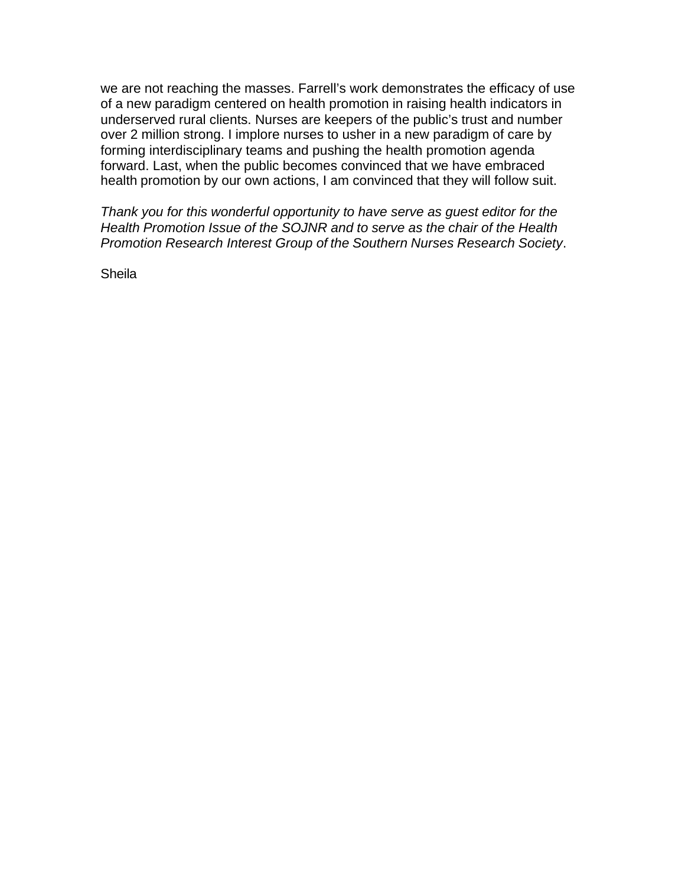we are not reaching the masses. Farrell's work demonstrates the efficacy of use of a new paradigm centered on health promotion in raising health indicators in underserved rural clients. Nurses are keepers of the public's trust and number over 2 million strong. I implore nurses to usher in a new paradigm of care by forming interdisciplinary teams and pushing the health promotion agenda forward. Last, when the public becomes convinced that we have embraced health promotion by our own actions, I am convinced that they will follow suit.

*Thank you for this wonderful opportunity to have serve as guest editor for the Health Promotion Issue of the SOJNR and to serve as the chair of the Health Promotion Research Interest Group of the Southern Nurses Research Society*.

Sheila